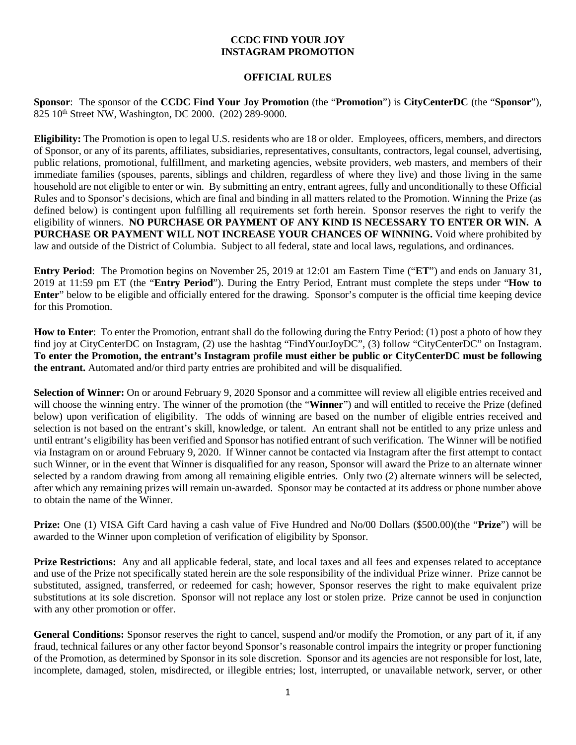**CCDC FIND YOUR JOY**
**INSTAGRAM PROMOTION**

**OFFICIAL RULES**

**Sponsor**: The sponsor of the **CCDC Find Your Joy Promotion** (the "**Promotion**") is **CityCenterDC** (the "**Sponsor**"), 825 10th Street NW, Washington, DC 2000. (202) 289-9000.

**Eligibility:** The Promotion is open to legal U.S. residents who are 18 or older. Employees, officers, members, and directors of Sponsor, or any of its parents, affiliates, subsidiaries, representatives, consultants, contractors, legal counsel, advertising, public relations, promotional, fulfillment, and marketing agencies, website providers, web masters, and members of their immediate families (spouses, parents, siblings and children, regardless of where they live) and those living in the same household are not eligible to enter or win. By submitting an entry, entrant agrees, fully and unconditionally to these Official Rules and to Sponsor's decisions, which are final and binding in all matters related to the Promotion. Winning the Prize (as defined below) is contingent upon fulfilling all requirements set forth herein. Sponsor reserves the right to verify the eligibility of winners. **NO PURCHASE OR PAYMENT OF ANY KIND IS NECESSARY TO ENTER OR WIN. A PURCHASE OR PAYMENT WILL NOT INCREASE YOUR CHANCES OF WINNING.** Void where prohibited by law and outside of the District of Columbia. Subject to all federal, state and local laws, regulations, and ordinances.

**Entry Period**: The Promotion begins on November 25, 2019 at 12:01 am Eastern Time ("**ET**") and ends on January 31, 2019 at 11:59 pm ET (the "**Entry Period**"). During the Entry Period, Entrant must complete the steps under "**How to Enter**" below to be eligible and officially entered for the drawing. Sponsor's computer is the official time keeping device for this Promotion.

**How to Enter**: To enter the Promotion, entrant shall do the following during the Entry Period: (1) post a photo of how they find joy at CityCenterDC on Instagram, (2) use the hashtag "FindYourJoyDC", (3) follow "CityCenterDC" on Instagram. **To enter the Promotion, the entrant's Instagram profile must either be public or CityCenterDC must be following the entrant.** Automated and/or third party entries are prohibited and will be disqualified.

**Selection of Winner:** On or around February 9, 2020 Sponsor and a committee will review all eligible entries received and will choose the winning entry. The winner of the promotion (the "**Winner**") and will entitled to receive the Prize (defined below) upon verification of eligibility. The odds of winning are based on the number of eligible entries received and selection is not based on the entrant's skill, knowledge, or talent. An entrant shall not be entitled to any prize unless and until entrant's eligibility has been verified and Sponsor has notified entrant of such verification. The Winner will be notified via Instagram on or around February 9, 2020. If Winner cannot be contacted via Instagram after the first attempt to contact such Winner, or in the event that Winner is disqualified for any reason, Sponsor will award the Prize to an alternate winner selected by a random drawing from among all remaining eligible entries. Only two (2) alternate winners will be selected, after which any remaining prizes will remain un-awarded. Sponsor may be contacted at its address or phone number above to obtain the name of the Winner.

**Prize:** One (1) VISA Gift Card having a cash value of Five Hundred and No/00 Dollars ($500.00)(the "**Prize**") will be awarded to the Winner upon completion of verification of eligibility by Sponsor.

**Prize Restrictions:** Any and all applicable federal, state, and local taxes and all fees and expenses related to acceptance and use of the Prize not specifically stated herein are the sole responsibility of the individual Prize winner. Prize cannot be substituted, assigned, transferred, or redeemed for cash; however, Sponsor reserves the right to make equivalent prize substitutions at its sole discretion. Sponsor will not replace any lost or stolen prize. Prize cannot be used in conjunction with any other promotion or offer.

**General Conditions:** Sponsor reserves the right to cancel, suspend and/or modify the Promotion, or any part of it, if any fraud, technical failures or any other factor beyond Sponsor's reasonable control impairs the integrity or proper functioning of the Promotion, as determined by Sponsor in its sole discretion. Sponsor and its agencies are not responsible for lost, late, incomplete, damaged, stolen, misdirected, or illegible entries; lost, interrupted, or unavailable network, server, or other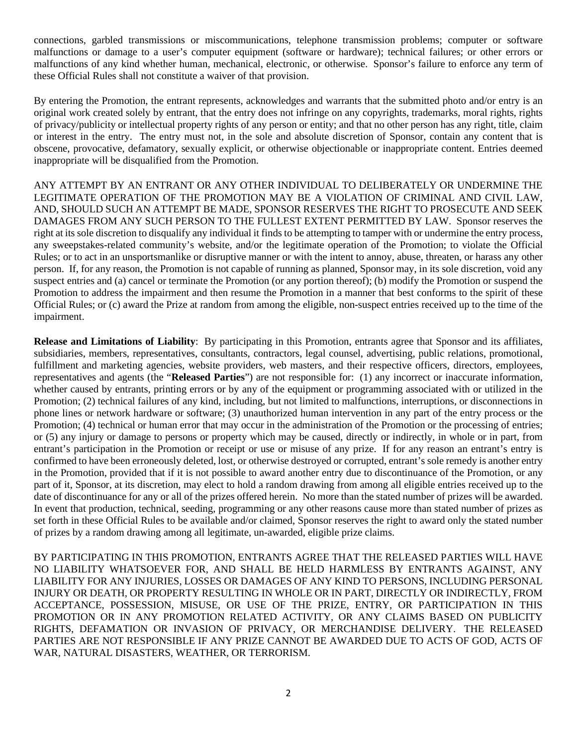connections, garbled transmissions or miscommunications, telephone transmission problems; computer or software malfunctions or damage to a user's computer equipment (software or hardware); technical failures; or other errors or malfunctions of any kind whether human, mechanical, electronic, or otherwise. Sponsor's failure to enforce any term of these Official Rules shall not constitute a waiver of that provision.

By entering the Promotion, the entrant represents, acknowledges and warrants that the submitted photo and/or entry is an original work created solely by entrant, that the entry does not infringe on any copyrights, trademarks, moral rights, rights of privacy/publicity or intellectual property rights of any person or entity; and that no other person has any right, title, claim or interest in the entry. The entry must not, in the sole and absolute discretion of Sponsor, contain any content that is obscene, provocative, defamatory, sexually explicit, or otherwise objectionable or inappropriate content. Entries deemed inappropriate will be disqualified from the Promotion.

ANY ATTEMPT BY AN ENTRANT OR ANY OTHER INDIVIDUAL TO DELIBERATELY OR UNDERMINE THE LEGITIMATE OPERATION OF THE PROMOTION MAY BE A VIOLATION OF CRIMINAL AND CIVIL LAW, AND, SHOULD SUCH AN ATTEMPT BE MADE, SPONSOR RESERVES THE RIGHT TO PROSECUTE AND SEEK DAMAGES FROM ANY SUCH PERSON TO THE FULLEST EXTENT PERMITTED BY LAW. Sponsor reserves the right at its sole discretion to disqualify any individual it finds to be attempting to tamper with or undermine the entry process, any sweepstakes-related community's website, and/or the legitimate operation of the Promotion; to violate the Official Rules; or to act in an unsportsmanlike or disruptive manner or with the intent to annoy, abuse, threaten, or harass any other person. If, for any reason, the Promotion is not capable of running as planned, Sponsor may, in its sole discretion, void any suspect entries and (a) cancel or terminate the Promotion (or any portion thereof); (b) modify the Promotion or suspend the Promotion to address the impairment and then resume the Promotion in a manner that best conforms to the spirit of these Official Rules; or (c) award the Prize at random from among the eligible, non-suspect entries received up to the time of the impairment.

**Release and Limitations of Liability**: By participating in this Promotion, entrants agree that Sponsor and its affiliates, subsidiaries, members, representatives, consultants, contractors, legal counsel, advertising, public relations, promotional, fulfillment and marketing agencies, website providers, web masters, and their respective officers, directors, employees, representatives and agents (the "**Released Parties**") are not responsible for: (1) any incorrect or inaccurate information, whether caused by entrants, printing errors or by any of the equipment or programming associated with or utilized in the Promotion; (2) technical failures of any kind, including, but not limited to malfunctions, interruptions, or disconnections in phone lines or network hardware or software; (3) unauthorized human intervention in any part of the entry process or the Promotion; (4) technical or human error that may occur in the administration of the Promotion or the processing of entries; or (5) any injury or damage to persons or property which may be caused, directly or indirectly, in whole or in part, from entrant's participation in the Promotion or receipt or use or misuse of any prize. If for any reason an entrant's entry is confirmed to have been erroneously deleted, lost, or otherwise destroyed or corrupted, entrant's sole remedy is another entry in the Promotion, provided that if it is not possible to award another entry due to discontinuance of the Promotion, or any part of it, Sponsor, at its discretion, may elect to hold a random drawing from among all eligible entries received up to the date of discontinuance for any or all of the prizes offered herein. No more than the stated number of prizes will be awarded. In event that production, technical, seeding, programming or any other reasons cause more than stated number of prizes as set forth in these Official Rules to be available and/or claimed, Sponsor reserves the right to award only the stated number of prizes by a random drawing among all legitimate, un-awarded, eligible prize claims.

BY PARTICIPATING IN THIS PROMOTION, ENTRANTS AGREE THAT THE RELEASED PARTIES WILL HAVE NO LIABILITY WHATSOEVER FOR, AND SHALL BE HELD HARMLESS BY ENTRANTS AGAINST, ANY LIABILITY FOR ANY INJURIES, LOSSES OR DAMAGES OF ANY KIND TO PERSONS, INCLUDING PERSONAL INJURY OR DEATH, OR PROPERTY RESULTING IN WHOLE OR IN PART, DIRECTLY OR INDIRECTLY, FROM ACCEPTANCE, POSSESSION, MISUSE, OR USE OF THE PRIZE, ENTRY, OR PARTICIPATION IN THIS PROMOTION OR IN ANY PROMOTION RELATED ACTIVITY, OR ANY CLAIMS BASED ON PUBLICITY RIGHTS, DEFAMATION OR INVASION OF PRIVACY, OR MERCHANDISE DELIVERY. THE RELEASED PARTIES ARE NOT RESPONSIBLE IF ANY PRIZE CANNOT BE AWARDED DUE TO ACTS OF GOD, ACTS OF WAR, NATURAL DISASTERS, WEATHER, OR TERRORISM.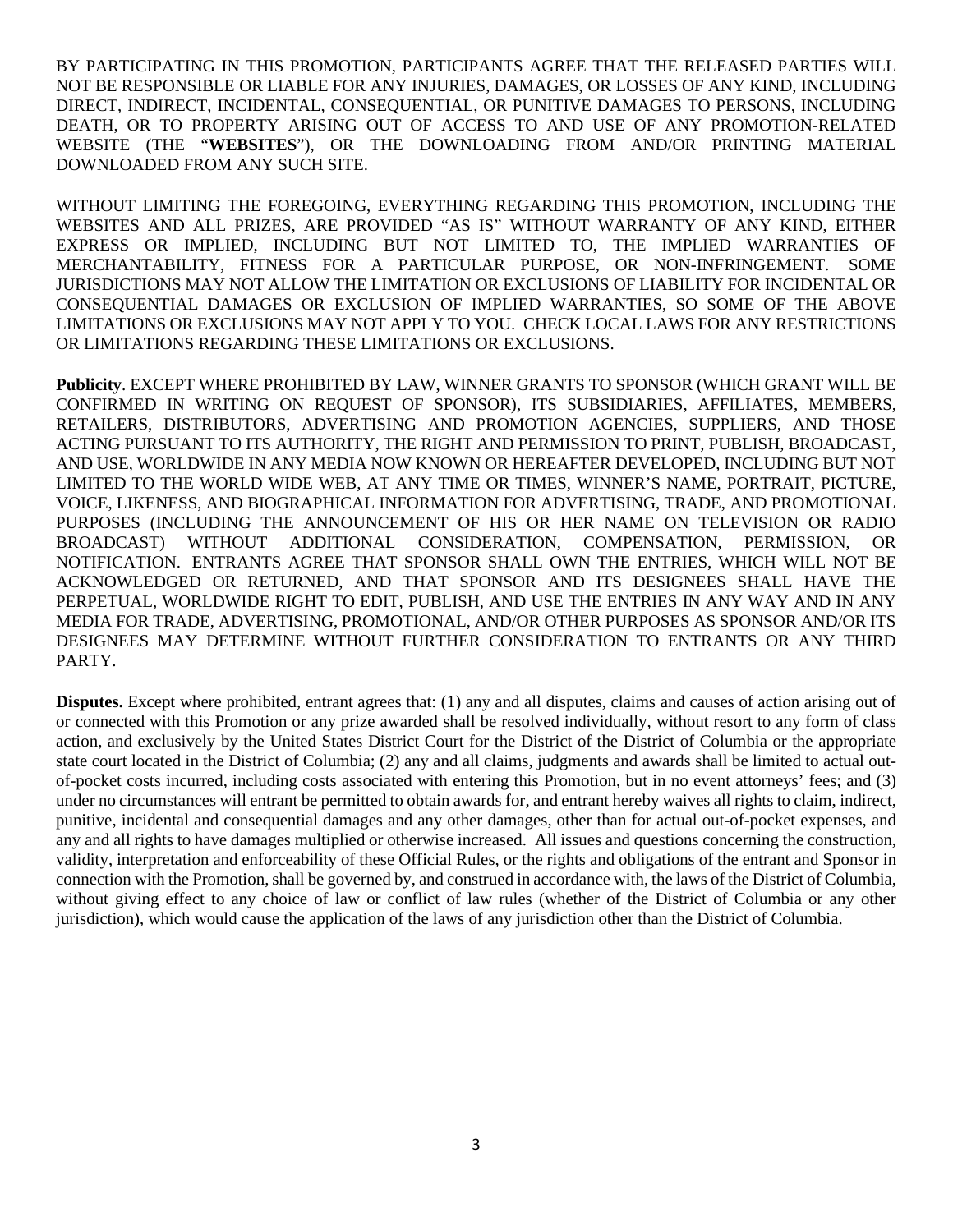BY PARTICIPATING IN THIS PROMOTION, PARTICIPANTS AGREE THAT THE RELEASED PARTIES WILL NOT BE RESPONSIBLE OR LIABLE FOR ANY INJURIES, DAMAGES, OR LOSSES OF ANY KIND, INCLUDING DIRECT, INDIRECT, INCIDENTAL, CONSEQUENTIAL, OR PUNITIVE DAMAGES TO PERSONS, INCLUDING DEATH, OR TO PROPERTY ARISING OUT OF ACCESS TO AND USE OF ANY PROMOTION-RELATED WEBSITE (THE "**WEBSITES**"), OR THE DOWNLOADING FROM AND/OR PRINTING MATERIAL DOWNLOADED FROM ANY SUCH SITE.

WITHOUT LIMITING THE FOREGOING, EVERYTHING REGARDING THIS PROMOTION, INCLUDING THE WEBSITES AND ALL PRIZES, ARE PROVIDED "AS IS" WITHOUT WARRANTY OF ANY KIND, EITHER EXPRESS OR IMPLIED, INCLUDING BUT NOT LIMITED TO, THE IMPLIED WARRANTIES OF MERCHANTABILITY, FITNESS FOR A PARTICULAR PURPOSE, OR NON-INFRINGEMENT. SOME JURISDICTIONS MAY NOT ALLOW THE LIMITATION OR EXCLUSIONS OF LIABILITY FOR INCIDENTAL OR CONSEQUENTIAL DAMAGES OR EXCLUSION OF IMPLIED WARRANTIES, SO SOME OF THE ABOVE LIMITATIONS OR EXCLUSIONS MAY NOT APPLY TO YOU. CHECK LOCAL LAWS FOR ANY RESTRICTIONS OR LIMITATIONS REGARDING THESE LIMITATIONS OR EXCLUSIONS.

**Publicity**. EXCEPT WHERE PROHIBITED BY LAW, WINNER GRANTS TO SPONSOR (WHICH GRANT WILL BE CONFIRMED IN WRITING ON REQUEST OF SPONSOR), ITS SUBSIDIARIES, AFFILIATES, MEMBERS, RETAILERS, DISTRIBUTORS, ADVERTISING AND PROMOTION AGENCIES, SUPPLIERS, AND THOSE ACTING PURSUANT TO ITS AUTHORITY, THE RIGHT AND PERMISSION TO PRINT, PUBLISH, BROADCAST, AND USE, WORLDWIDE IN ANY MEDIA NOW KNOWN OR HEREAFTER DEVELOPED, INCLUDING BUT NOT LIMITED TO THE WORLD WIDE WEB, AT ANY TIME OR TIMES, WINNER'S NAME, PORTRAIT, PICTURE, VOICE, LIKENESS, AND BIOGRAPHICAL INFORMATION FOR ADVERTISING, TRADE, AND PROMOTIONAL PURPOSES (INCLUDING THE ANNOUNCEMENT OF HIS OR HER NAME ON TELEVISION OR RADIO BROADCAST) WITHOUT ADDITIONAL CONSIDERATION, COMPENSATION, PERMISSION, OR NOTIFICATION. ENTRANTS AGREE THAT SPONSOR SHALL OWN THE ENTRIES, WHICH WILL NOT BE ACKNOWLEDGED OR RETURNED, AND THAT SPONSOR AND ITS DESIGNEES SHALL HAVE THE PERPETUAL, WORLDWIDE RIGHT TO EDIT, PUBLISH, AND USE THE ENTRIES IN ANY WAY AND IN ANY MEDIA FOR TRADE, ADVERTISING, PROMOTIONAL, AND/OR OTHER PURPOSES AS SPONSOR AND/OR ITS DESIGNEES MAY DETERMINE WITHOUT FURTHER CONSIDERATION TO ENTRANTS OR ANY THIRD PARTY.

**Disputes.** Except where prohibited, entrant agrees that: (1) any and all disputes, claims and causes of action arising out of or connected with this Promotion or any prize awarded shall be resolved individually, without resort to any form of class action, and exclusively by the United States District Court for the District of the District of Columbia or the appropriate state court located in the District of Columbia; (2) any and all claims, judgments and awards shall be limited to actual out-of-pocket costs incurred, including costs associated with entering this Promotion, but in no event attorneys' fees; and (3) under no circumstances will entrant be permitted to obtain awards for, and entrant hereby waives all rights to claim, indirect, punitive, incidental and consequential damages and any other damages, other than for actual out-of-pocket expenses, and any and all rights to have damages multiplied or otherwise increased. All issues and questions concerning the construction, validity, interpretation and enforceability of these Official Rules, or the rights and obligations of the entrant and Sponsor in connection with the Promotion, shall be governed by, and construed in accordance with, the laws of the District of Columbia, without giving effect to any choice of law or conflict of law rules (whether of the District of Columbia or any other jurisdiction), which would cause the application of the laws of any jurisdiction other than the District of Columbia.